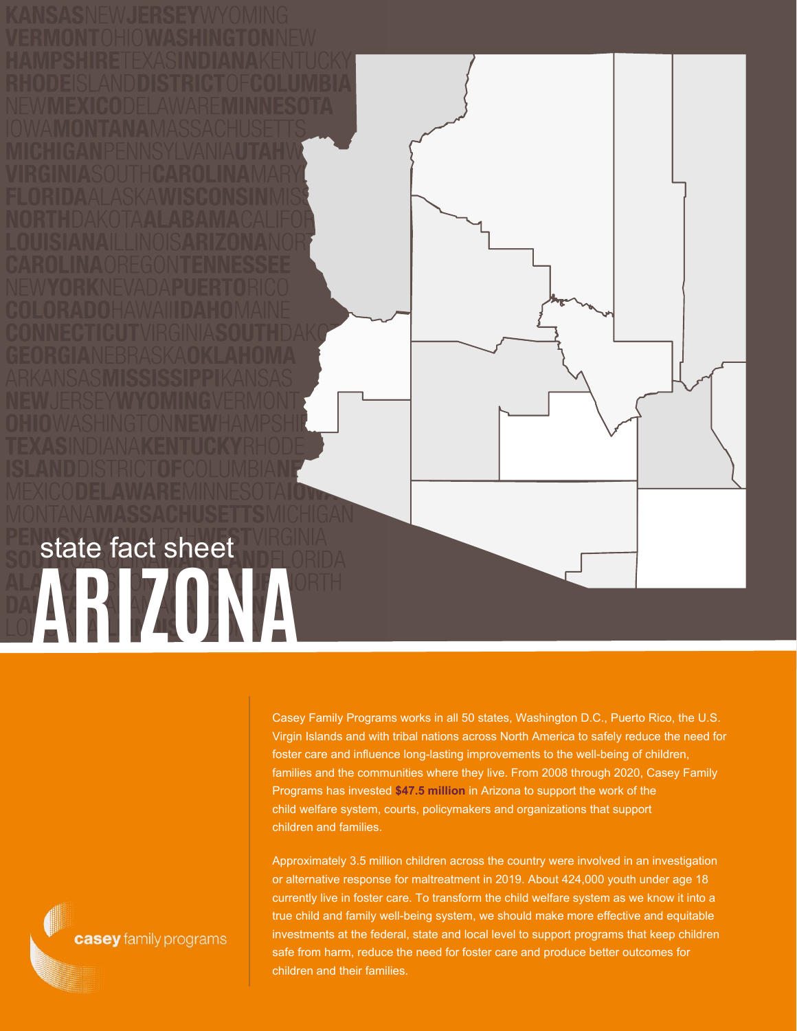# state fact sheet ARIZONA

Casey Family Programs works in all 50 states, Washington D.C., Puerto Rico, the U.S. Virgin Islands and with tribal nations across North America to safely reduce the need for foster care and influence long-lasting improvements to the well-being of children, families and the communities where they live. From 2008 through 2020, Casey Family Programs has invested **$47.5 million** in Arizona to support the work of the child welfare system, courts, policymakers and organizations that support children and families.

Approximately 3.5 million children across the country were involved in an investigation or alternative response for maltreatment in 2019. About 424,000 youth under age 18 currently live in foster care. To transform the child welfare system as we know it into a true child and family well-being system, we should make more effective and equitable investments at the federal, state and local level to support programs that keep children safe from harm, reduce the need for foster care and produce better outcomes for children and their families.

casey family programs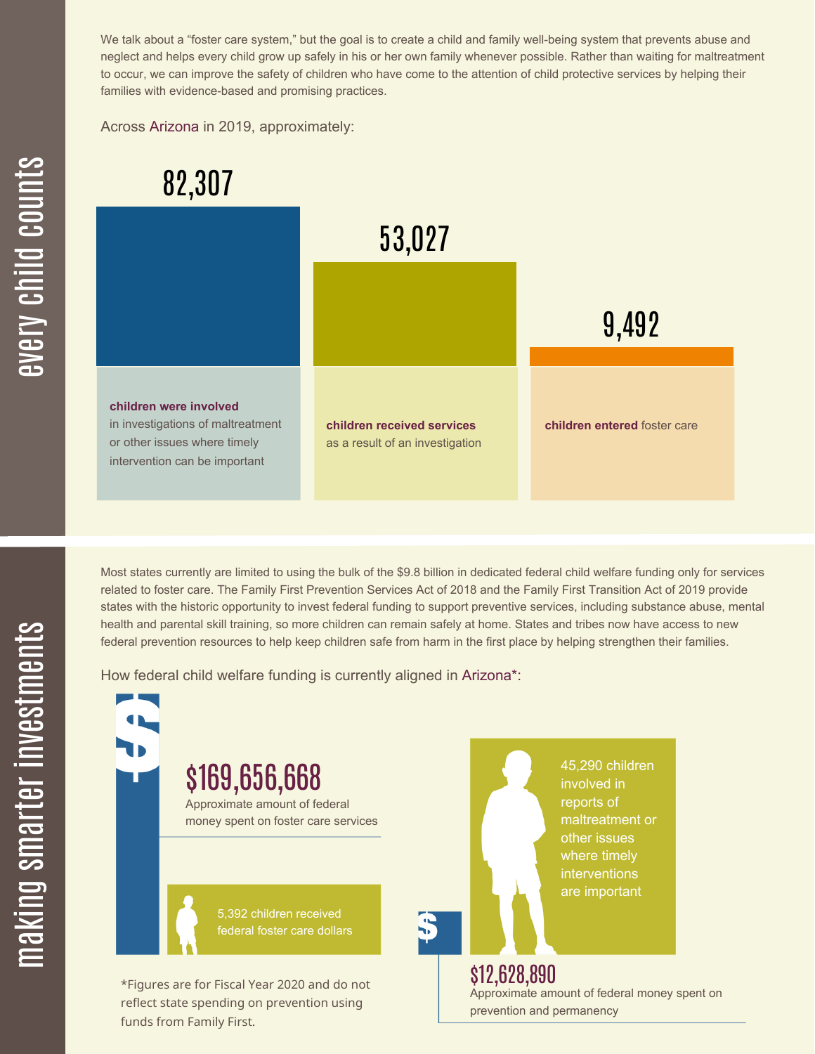## every child counts

We talk about a "foster care system," but the goal is to create a child and family well-being system that prevents abuse and neglect and helps every child grow up safely in his or her own family whenever possible. Rather than waiting for maltreatment to occur, we can improve the safety of children who have come to the attention of child protective services by helping their families with evidence-based and promising practices.

Across Arizona in 2019, approximately:

**82,307**

**children were involved** in investigations of maltreatment or other issues where timely intervention can be important

**53,027**

**children received services** as a result of an investigation

**9,492**

**children entered** foster care

## making smarter investments

Most states currently are limited to using the bulk of the $9.8 billion in dedicated federal child welfare funding only for services related to foster care. The Family First Prevention Services Act of 2018 and the Family First Transition Act of 2019 provide states with the historic opportunity to invest federal funding to support preventive services, including substance abuse, mental health and parental skill training, so more children can remain safely at home. States and tribes now have access to new federal prevention resources to help keep children safe from harm in the first place by helping strengthen their families.

How federal child welfare funding is currently aligned in Arizona*:

**$169,656,668**

Approximate amount of federal money spent on foster care services

5,392 children received federal foster care dollars

**$12,628,890**

Approximate amount of federal money spent on prevention and permanency

45,290 children involved in reports of maltreatment or other issues where timely interventions are important

*Figures are for Fiscal Year 2020 and do not reflect state spending on prevention using funds from Family First.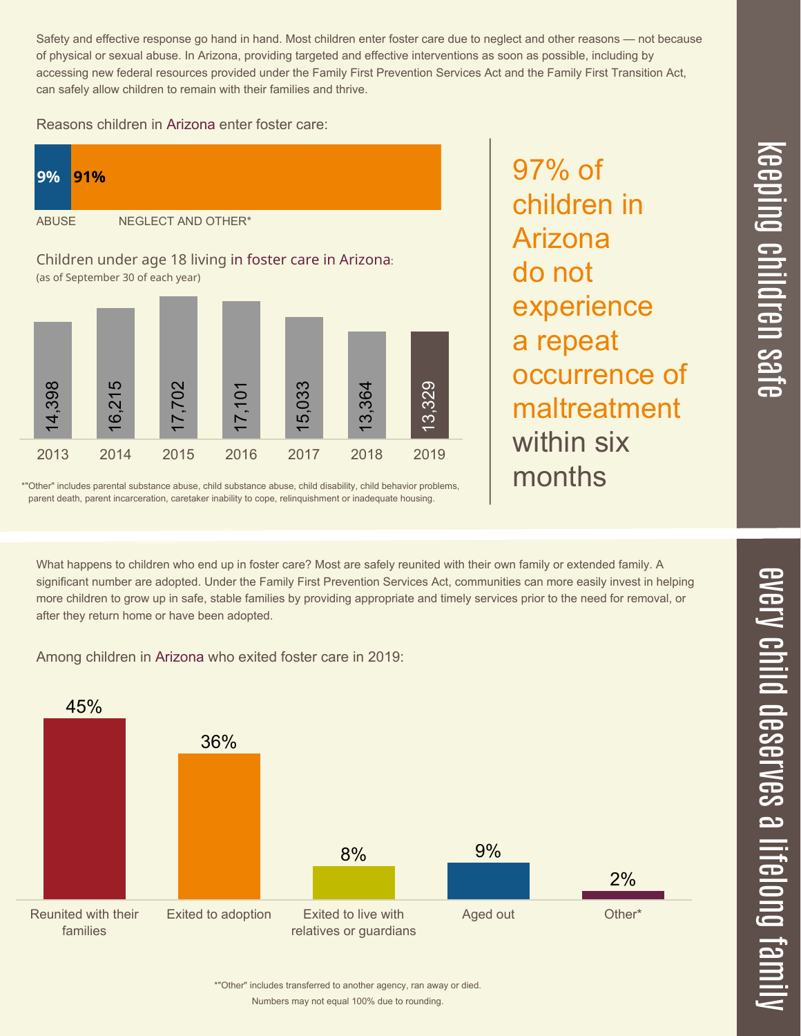# keeping children safe

Safety and effective response go hand in hand. Most children enter foster care due to neglect and other reasons — not because of physical or sexual abuse. In Arizona, providing targeted and effective interventions as soon as possible, including by accessing new federal resources provided under the Family First Prevention Services Act and the Family First Transition Act, can safely allow children to remain with their families and thrive.

Reasons children in Arizona enter foster care:

| ABUSE | NEGLECT AND OTHER* |
| --- | --- |
| 9% | 91% |

Children under age 18 living in foster care in Arizona:
(as of September 30 of each year)

| 2013 | 2014 | 2015 | 2016 | 2017 | 2018 | 2019 |
| --- | --- | --- | --- | --- | --- | --- |
| 14,398 | 16,215 | 17,702 | 17,101 | 15,033 | 13,364 | 13,329 |

*"Other" includes parental substance abuse, child substance abuse, child disability, child behavior problems, parent death, parent incarceration, caretaker inability to cope, relinquishment or inadequate housing.

97% of children in Arizona do not experience a repeat occurrence of maltreatment within six months

# every child deserves a lifelong family

What happens to children who end up in foster care? Most are safely reunited with their own family or extended family. A significant number are adopted. Under the Family First Prevention Services Act, communities can more easily invest in helping more children to grow up in safe, stable families by providing appropriate and timely services prior to the need for removal, or after they return home or have been adopted.

Among children in Arizona who exited foster care in 2019:

| Reunited with their families | Exited to adoption | Exited to live with relatives or guardians | Aged out | Other* |
| --- | --- | --- | --- | --- |
| 45% | 36% | 8% | 9% | 2% |

*"Other" includes transferred to another agency, ran away or died.
Numbers may not equal 100% due to rounding.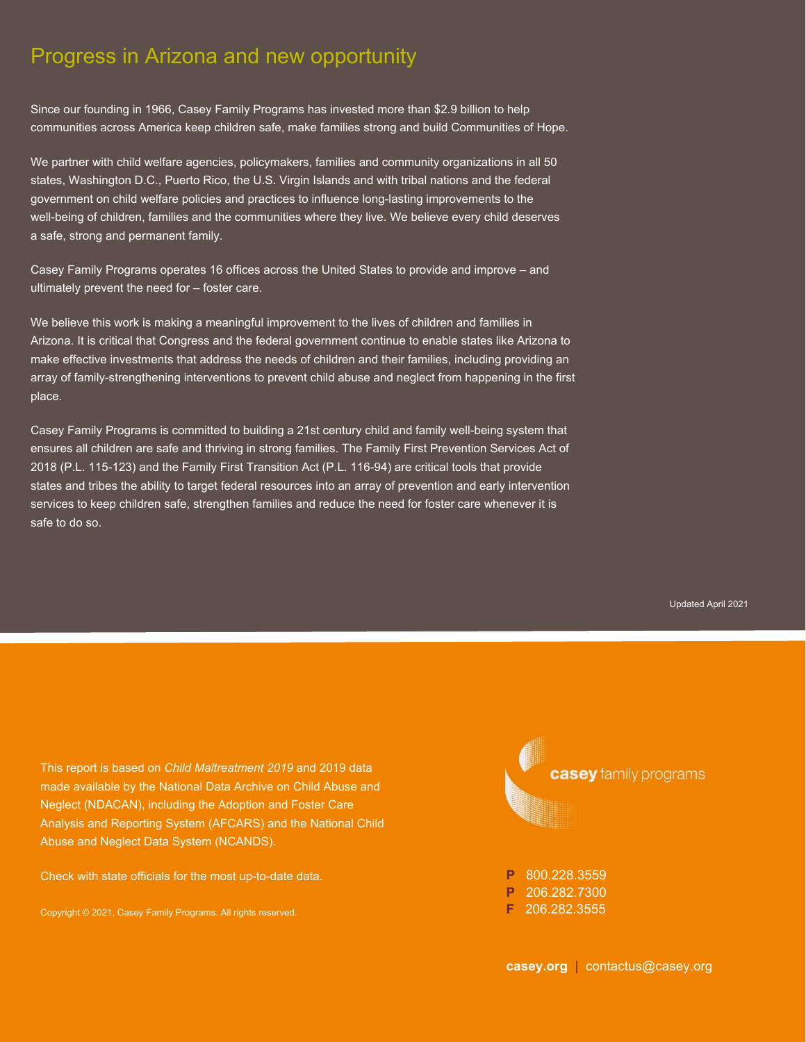# Progress in Arizona and new opportunity

Since our founding in 1966, Casey Family Programs has invested more than $2.9 billion to help communities across America keep children safe, make families strong and build Communities of Hope.

We partner with child welfare agencies, policymakers, families and community organizations in all 50 states, Washington D.C., Puerto Rico, the U.S. Virgin Islands and with tribal nations and the federal government on child welfare policies and practices to influence long-lasting improvements to the well-being of children, families and the communities where they live. We believe every child deserves a safe, strong and permanent family.

Casey Family Programs operates 16 offices across the United States to provide and improve – and ultimately prevent the need for – foster care.

We believe this work is making a meaningful improvement to the lives of children and families in Arizona. It is critical that Congress and the federal government continue to enable states like Arizona to make effective investments that address the needs of children and their families, including providing an array of family-strengthening interventions to prevent child abuse and neglect from happening in the first place.

Casey Family Programs is committed to building a 21st century child and family well-being system that ensures all children are safe and thriving in strong families. The Family First Prevention Services Act of 2018 (P.L. 115-123) and the Family First Transition Act (P.L. 116-94) are critical tools that provide states and tribes the ability to target federal resources into an array of prevention and early intervention services to keep children safe, strengthen families and reduce the need for foster care whenever it is safe to do so.

Updated April 2021

This report is based on *Child Maltreatment 2019* and 2019 data made available by the National Data Archive on Child Abuse and Neglect (NDACAN), including the Adoption and Foster Care Analysis and Reporting System (AFCARS) and the National Child Abuse and Neglect Data System (NCANDS).

Check with state officials for the most up-to-date data.

Copyright © 2021, Casey Family Programs. All rights reserved.

**casey** family programs

**P** 800.228.3559
**P** 206.282.7300
**F** 206.282.3555

**casey.org** | contactus@casey.org